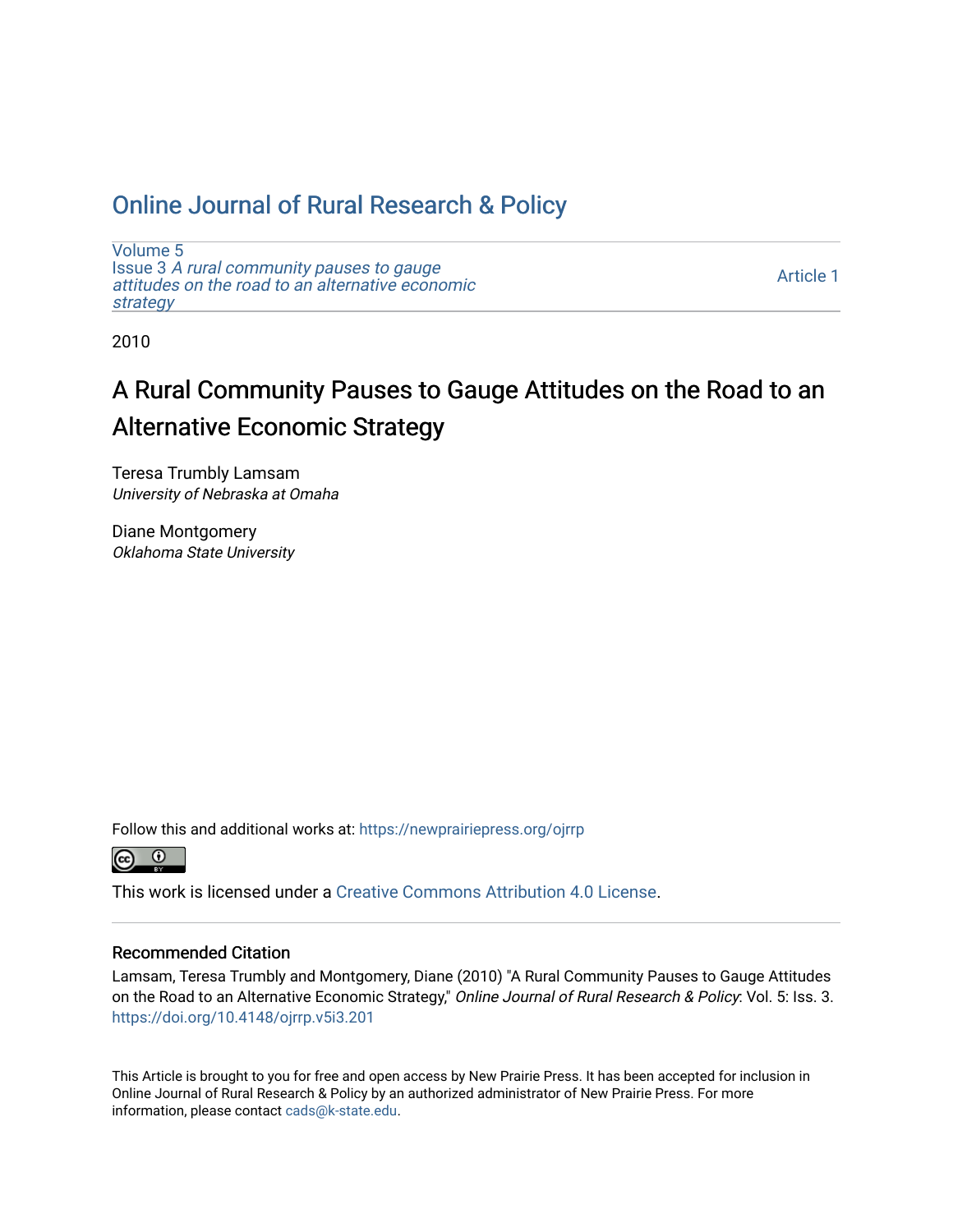# Online Journal of Rural Research & Policy

Volume 5
Issue 3 *A rural community pauses to gauge attitudes on the road to an alternative economic strategy*

Article 1

2010

## A Rural Community Pauses to Gauge Attitudes on the Road to an Alternative Economic Strategy

Teresa Trumbly Lamsam
*University of Nebraska at Omaha*

Diane Montgomery
*Oklahoma State University*

Follow this and additional works at: https://newprairiepress.org/ojrrp

This work is licensed under a Creative Commons Attribution 4.0 License.

### Recommended Citation

Lamsam, Teresa Trumbly and Montgomery, Diane (2010) "A Rural Community Pauses to Gauge Attitudes on the Road to an Alternative Economic Strategy," *Online Journal of Rural Research & Policy*: Vol. 5: Iss. 3. https://doi.org/10.4148/ojrrp.v5i3.201

This Article is brought to you for free and open access by New Prairie Press. It has been accepted for inclusion in Online Journal of Rural Research & Policy by an authorized administrator of New Prairie Press. For more information, please contact cads@k-state.edu.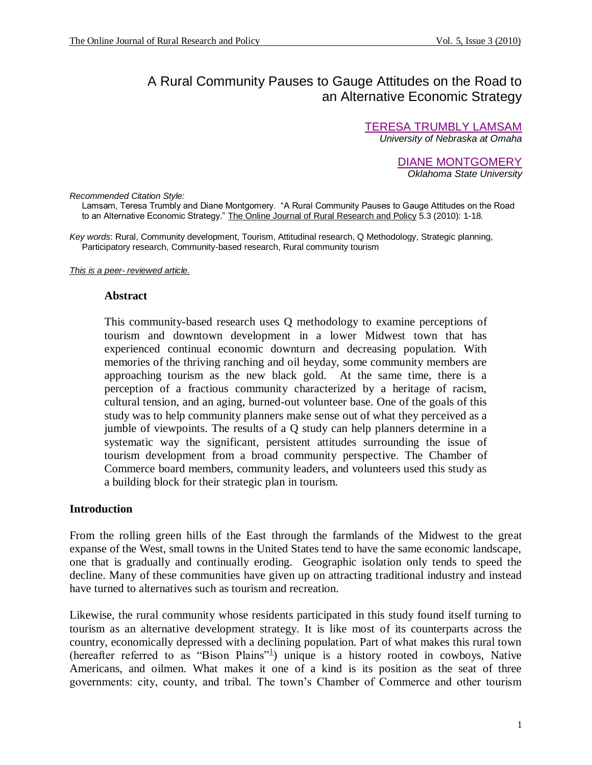# A Rural Community Pauses to Gauge Attitudes on the Road to an Alternative Economic Strategy

TERESA TRUMBLY LAMSAM
*University of Nebraska at Omaha*

DIANE MONTGOMERY
*Oklahoma State University*

*Recommended Citation Style:*

Lamsam, Teresa Trumbly and Diane Montgomery. "A Rural Community Pauses to Gauge Attitudes on the Road to an Alternative Economic Strategy." The Online Journal of Rural Research and Policy 5.3 (2010): 1-18.

*Key words*: Rural, Community development, Tourism, Attitudinal research, Q Methodology, Strategic planning, Participatory research, Community-based research, Rural community tourism

*This is a peer- reviewed article.*

## Abstract

This community-based research uses Q methodology to examine perceptions of tourism and downtown development in a lower Midwest town that has experienced continual economic downturn and decreasing population. With memories of the thriving ranching and oil heyday, some community members are approaching tourism as the new black gold. At the same time, there is a perception of a fractious community characterized by a heritage of racism, cultural tension, and an aging, burned-out volunteer base. One of the goals of this study was to help community planners make sense out of what they perceived as a jumble of viewpoints. The results of a Q study can help planners determine in a systematic way the significant, persistent attitudes surrounding the issue of tourism development from a broad community perspective. The Chamber of Commerce board members, community leaders, and volunteers used this study as a building block for their strategic plan in tourism.

## Introduction

From the rolling green hills of the East through the farmlands of the Midwest to the great expanse of the West, small towns in the United States tend to have the same economic landscape, one that is gradually and continually eroding. Geographic isolation only tends to speed the decline. Many of these communities have given up on attracting traditional industry and instead have turned to alternatives such as tourism and recreation.

Likewise, the rural community whose residents participated in this study found itself turning to tourism as an alternative development strategy. It is like most of its counterparts across the country, economically depressed with a declining population. Part of what makes this rural town (hereafter referred to as "Bison Plains"[1]) unique is a history rooted in cowboys, Native Americans, and oilmen. What makes it one of a kind is its position as the seat of three governments: city, county, and tribal. The town's Chamber of Commerce and other tourism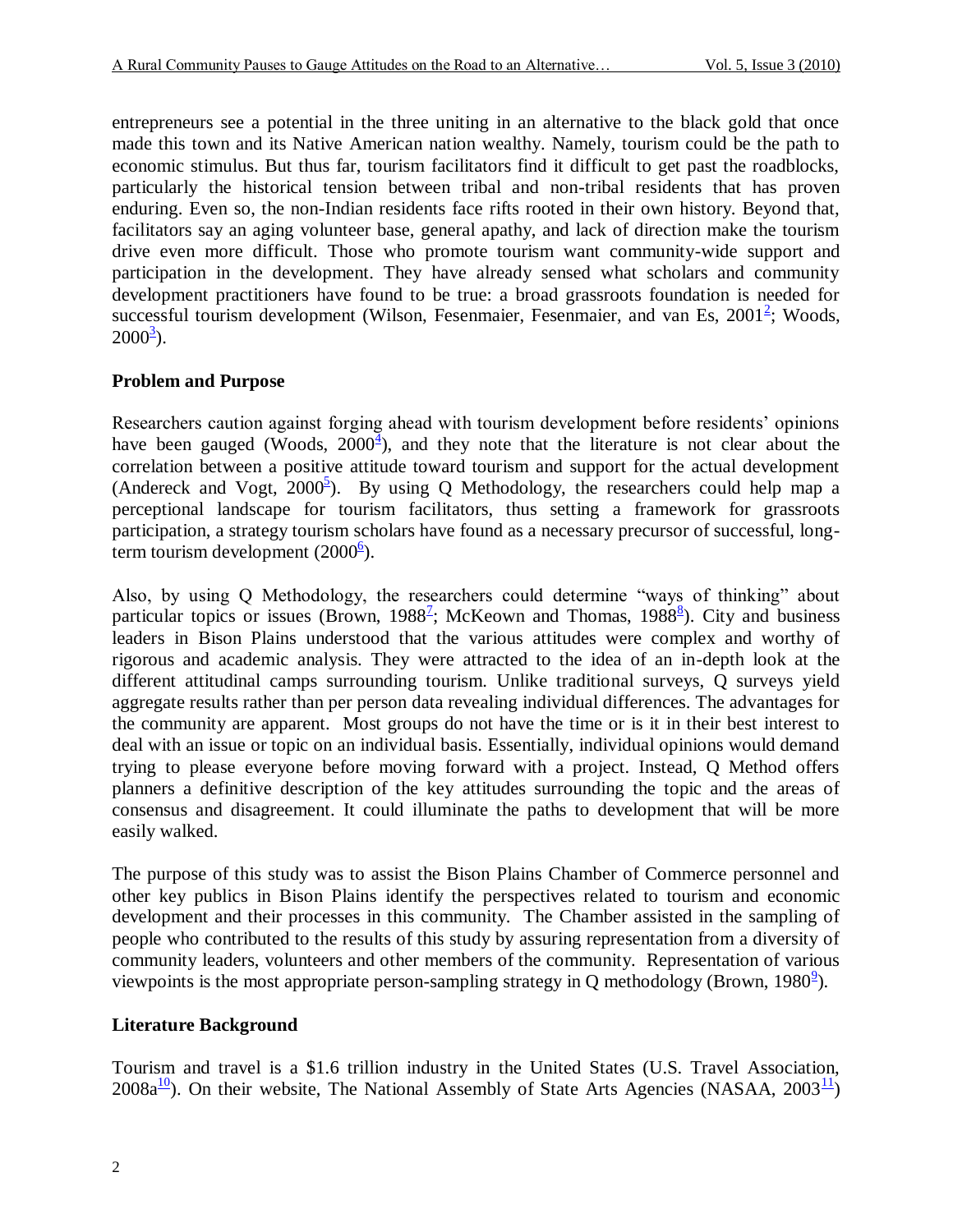entrepreneurs see a potential in the three uniting in an alternative to the black gold that once made this town and its Native American nation wealthy. Namely, tourism could be the path to economic stimulus. But thus far, tourism facilitators find it difficult to get past the roadblocks, particularly the historical tension between tribal and non-tribal residents that has proven enduring. Even so, the non-Indian residents face rifts rooted in their own history. Beyond that, facilitators say an aging volunteer base, general apathy, and lack of direction make the tourism drive even more difficult. Those who promote tourism want community-wide support and participation in the development. They have already sensed what scholars and community development practitioners have found to be true: a broad grassroots foundation is needed for successful tourism development (Wilson, Fesenmaier, Fesenmaier, and van Es, 2001[2]; Woods, 2000[3]).

## Problem and Purpose

Researchers caution against forging ahead with tourism development before residents' opinions have been gauged (Woods, 2000[4]), and they note that the literature is not clear about the correlation between a positive attitude toward tourism and support for the actual development (Andereck and Vogt, 2000[5]). By using Q Methodology, the researchers could help map a perceptional landscape for tourism facilitators, thus setting a framework for grassroots participation, a strategy tourism scholars have found as a necessary precursor of successful, long-term tourism development (2000[6]).

Also, by using Q Methodology, the researchers could determine "ways of thinking" about particular topics or issues (Brown, 1988[7]; McKeown and Thomas, 1988[8]). City and business leaders in Bison Plains understood that the various attitudes were complex and worthy of rigorous and academic analysis. They were attracted to the idea of an in-depth look at the different attitudinal camps surrounding tourism. Unlike traditional surveys, Q surveys yield aggregate results rather than per person data revealing individual differences. The advantages for the community are apparent. Most groups do not have the time or is it in their best interest to deal with an issue or topic on an individual basis. Essentially, individual opinions would demand trying to please everyone before moving forward with a project. Instead, Q Method offers planners a definitive description of the key attitudes surrounding the topic and the areas of consensus and disagreement. It could illuminate the paths to development that will be more easily walked.

The purpose of this study was to assist the Bison Plains Chamber of Commerce personnel and other key publics in Bison Plains identify the perspectives related to tourism and economic development and their processes in this community. The Chamber assisted in the sampling of people who contributed to the results of this study by assuring representation from a diversity of community leaders, volunteers and other members of the community. Representation of various viewpoints is the most appropriate person-sampling strategy in Q methodology (Brown, 1980[9]).

## Literature Background

Tourism and travel is a $1.6 trillion industry in the United States (U.S. Travel Association, 2008a[10]). On their website, The National Assembly of State Arts Agencies (NASAA, 2003[11])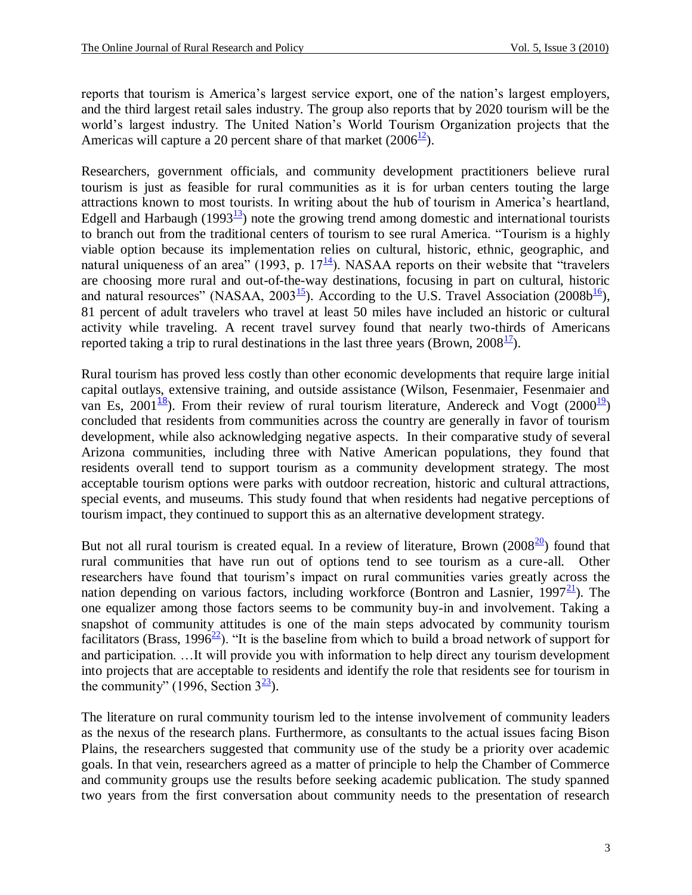reports that tourism is America's largest service export, one of the nation's largest employers, and the third largest retail sales industry. The group also reports that by 2020 tourism will be the world's largest industry. The United Nation's World Tourism Organization projects that the Americas will capture a 20 percent share of that market (2006[12]).

Researchers, government officials, and community development practitioners believe rural tourism is just as feasible for rural communities as it is for urban centers touting the large attractions known to most tourists. In writing about the hub of tourism in America's heartland, Edgell and Harbaugh (1993[13]) note the growing trend among domestic and international tourists to branch out from the traditional centers of tourism to see rural America. "Tourism is a highly viable option because its implementation relies on cultural, historic, ethnic, geographic, and natural uniqueness of an area" (1993, p. 17[14]). NASAA reports on their website that "travelers are choosing more rural and out-of-the-way destinations, focusing in part on cultural, historic and natural resources" (NASAA, 2003[15]). According to the U.S. Travel Association (2008b[16]), 81 percent of adult travelers who travel at least 50 miles have included an historic or cultural activity while traveling. A recent travel survey found that nearly two-thirds of Americans reported taking a trip to rural destinations in the last three years (Brown, 2008[17]).

Rural tourism has proved less costly than other economic developments that require large initial capital outlays, extensive training, and outside assistance (Wilson, Fesenmaier, Fesenmaier and van Es, 2001[18]). From their review of rural tourism literature, Andereck and Vogt (2000[19]) concluded that residents from communities across the country are generally in favor of tourism development, while also acknowledging negative aspects. In their comparative study of several Arizona communities, including three with Native American populations, they found that residents overall tend to support tourism as a community development strategy. The most acceptable tourism options were parks with outdoor recreation, historic and cultural attractions, special events, and museums. This study found that when residents had negative perceptions of tourism impact, they continued to support this as an alternative development strategy.

But not all rural tourism is created equal. In a review of literature, Brown (2008[20]) found that rural communities that have run out of options tend to see tourism as a cure-all. Other researchers have found that tourism's impact on rural communities varies greatly across the nation depending on various factors, including workforce (Bontron and Lasnier, 1997[21]). The one equalizer among those factors seems to be community buy-in and involvement. Taking a snapshot of community attitudes is one of the main steps advocated by community tourism facilitators (Brass, 1996[22]). "It is the baseline from which to build a broad network of support for and participation. …It will provide you with information to help direct any tourism development into projects that are acceptable to residents and identify the role that residents see for tourism in the community" (1996, Section 3[23]).

The literature on rural community tourism led to the intense involvement of community leaders as the nexus of the research plans. Furthermore, as consultants to the actual issues facing Bison Plains, the researchers suggested that community use of the study be a priority over academic goals. In that vein, researchers agreed as a matter of principle to help the Chamber of Commerce and community groups use the results before seeking academic publication. The study spanned two years from the first conversation about community needs to the presentation of research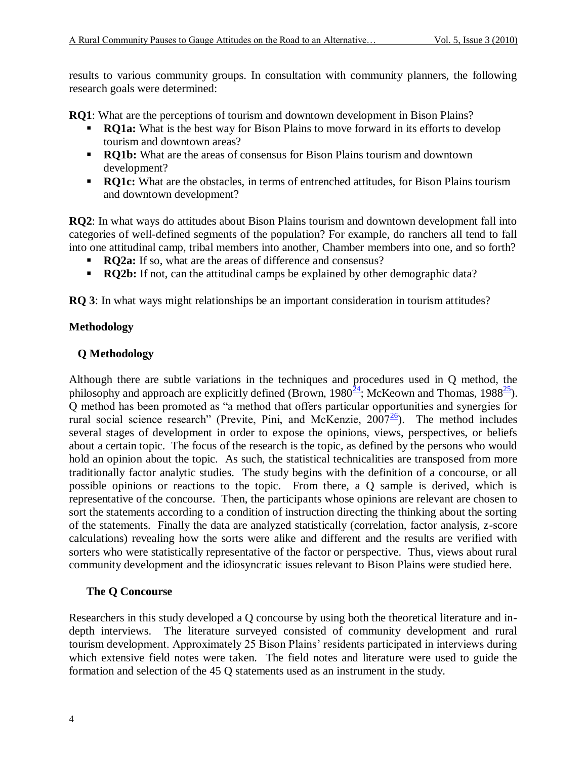results to various community groups. In consultation with community planners, the following research goals were determined:

**RQ1**: What are the perceptions of tourism and downtown development in Bison Plains?

- **RQ1a:** What is the best way for Bison Plains to move forward in its efforts to develop tourism and downtown areas?
- **RQ1b:** What are the areas of consensus for Bison Plains tourism and downtown development?
- **RQ1c:** What are the obstacles, in terms of entrenched attitudes, for Bison Plains tourism and downtown development?

**RQ2**: In what ways do attitudes about Bison Plains tourism and downtown development fall into categories of well-defined segments of the population? For example, do ranchers all tend to fall into one attitudinal camp, tribal members into another, Chamber members into one, and so forth?

- **RQ2a:** If so, what are the areas of difference and consensus?
- **RQ2b:** If not, can the attitudinal camps be explained by other demographic data?

**RQ 3**: In what ways might relationships be an important consideration in tourism attitudes?

## Methodology

### Q Methodology

Although there are subtle variations in the techniques and procedures used in Q method, the philosophy and approach are explicitly defined (Brown, 1980[24]; McKeown and Thomas, 1988[25]). Q method has been promoted as "a method that offers particular opportunities and synergies for rural social science research" (Previte, Pini, and McKenzie, 2007[26]). The method includes several stages of development in order to expose the opinions, views, perspectives, or beliefs about a certain topic. The focus of the research is the topic, as defined by the persons who would hold an opinion about the topic. As such, the statistical technicalities are transposed from more traditionally factor analytic studies. The study begins with the definition of a concourse, or all possible opinions or reactions to the topic. From there, a Q sample is derived, which is representative of the concourse. Then, the participants whose opinions are relevant are chosen to sort the statements according to a condition of instruction directing the thinking about the sorting of the statements. Finally the data are analyzed statistically (correlation, factor analysis, z-score calculations) revealing how the sorts were alike and different and the results are verified with sorters who were statistically representative of the factor or perspective. Thus, views about rural community development and the idiosyncratic issues relevant to Bison Plains were studied here.

### The Q Concourse

Researchers in this study developed a Q concourse by using both the theoretical literature and in-depth interviews. The literature surveyed consisted of community development and rural tourism development. Approximately 25 Bison Plains' residents participated in interviews during which extensive field notes were taken. The field notes and literature were used to guide the formation and selection of the 45 Q statements used as an instrument in the study.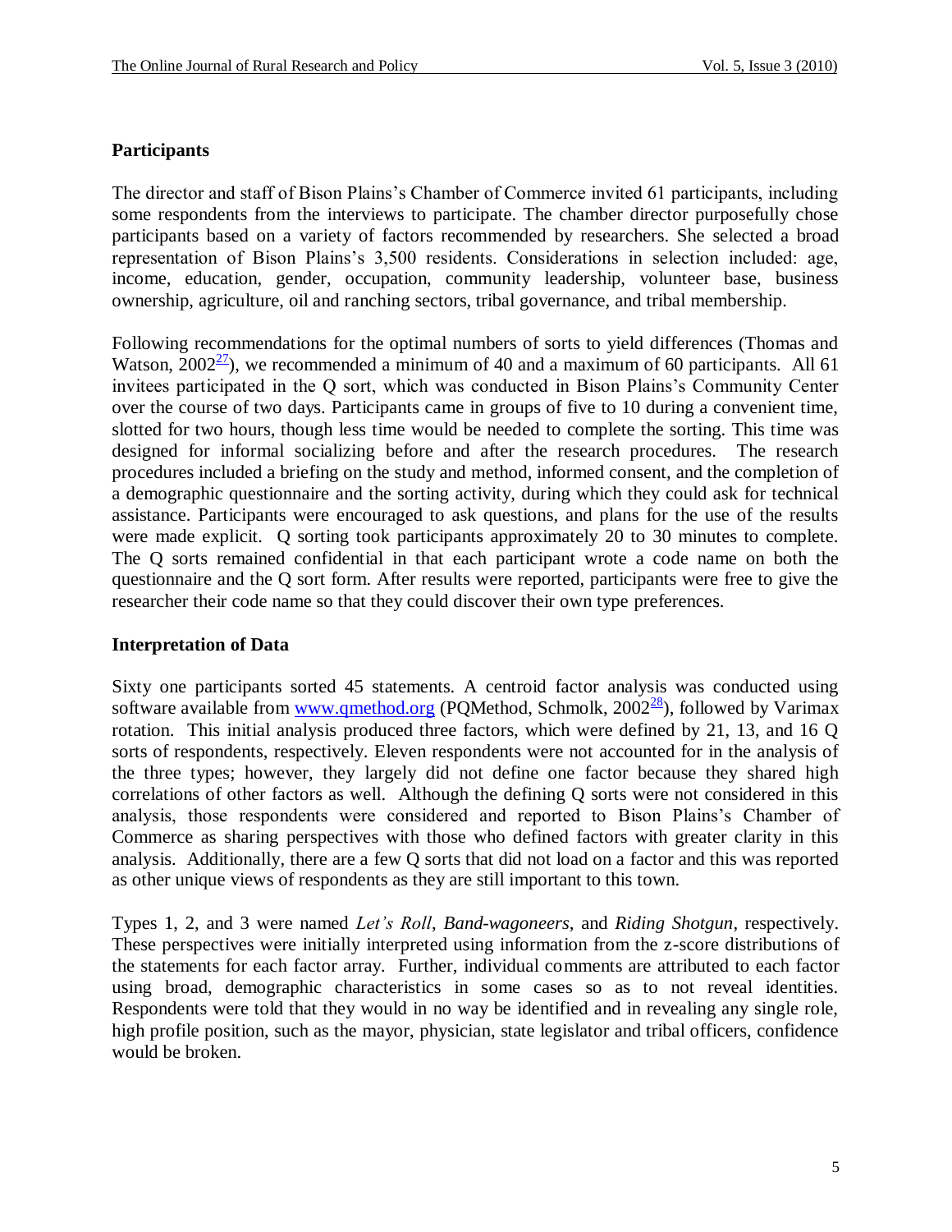## Participants

The director and staff of Bison Plains's Chamber of Commerce invited 61 participants, including some respondents from the interviews to participate. The chamber director purposefully chose participants based on a variety of factors recommended by researchers. She selected a broad representation of Bison Plains's 3,500 residents. Considerations in selection included: age, income, education, gender, occupation, community leadership, volunteer base, business ownership, agriculture, oil and ranching sectors, tribal governance, and tribal membership.

Following recommendations for the optimal numbers of sorts to yield differences (Thomas and Watson, 2002[27]), we recommended a minimum of 40 and a maximum of 60 participants. All 61 invitees participated in the Q sort, which was conducted in Bison Plains's Community Center over the course of two days. Participants came in groups of five to 10 during a convenient time, slotted for two hours, though less time would be needed to complete the sorting. This time was designed for informal socializing before and after the research procedures. The research procedures included a briefing on the study and method, informed consent, and the completion of a demographic questionnaire and the sorting activity, during which they could ask for technical assistance. Participants were encouraged to ask questions, and plans for the use of the results were made explicit. Q sorting took participants approximately 20 to 30 minutes to complete. The Q sorts remained confidential in that each participant wrote a code name on both the questionnaire and the Q sort form. After results were reported, participants were free to give the researcher their code name so that they could discover their own type preferences.

## Interpretation of Data

Sixty one participants sorted 45 statements. A centroid factor analysis was conducted using software available from www.qmethod.org (PQMethod, Schmolk, 2002[28]), followed by Varimax rotation. This initial analysis produced three factors, which were defined by 21, 13, and 16 Q sorts of respondents, respectively. Eleven respondents were not accounted for in the analysis of the three types; however, they largely did not define one factor because they shared high correlations of other factors as well. Although the defining Q sorts were not considered in this analysis, those respondents were considered and reported to Bison Plains's Chamber of Commerce as sharing perspectives with those who defined factors with greater clarity in this analysis. Additionally, there are a few Q sorts that did not load on a factor and this was reported as other unique views of respondents as they are still important to this town.

Types 1, 2, and 3 were named *Let's Roll*, *Band-wagoneers*, and *Riding Shotgun*, respectively. These perspectives were initially interpreted using information from the z-score distributions of the statements for each factor array. Further, individual comments are attributed to each factor using broad, demographic characteristics in some cases so as to not reveal identities. Respondents were told that they would in no way be identified and in revealing any single role, high profile position, such as the mayor, physician, state legislator and tribal officers, confidence would be broken.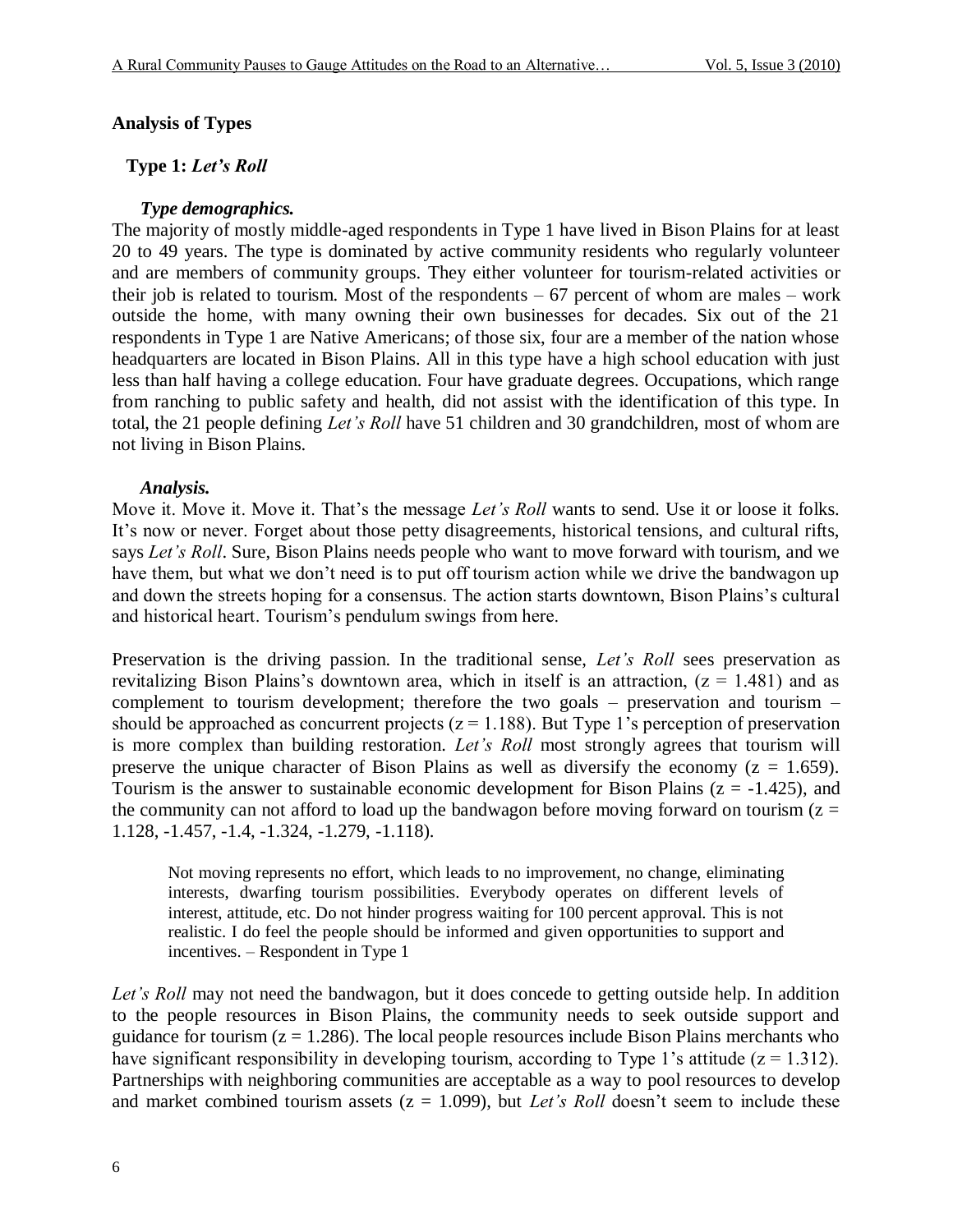## Analysis of Types

### Type 1: *Let's Roll*

#### *Type demographics.*

The majority of mostly middle-aged respondents in Type 1 have lived in Bison Plains for at least 20 to 49 years. The type is dominated by active community residents who regularly volunteer and are members of community groups. They either volunteer for tourism-related activities or their job is related to tourism. Most of the respondents – 67 percent of whom are males – work outside the home, with many owning their own businesses for decades. Six out of the 21 respondents in Type 1 are Native Americans; of those six, four are a member of the nation whose headquarters are located in Bison Plains. All in this type have a high school education with just less than half having a college education. Four have graduate degrees. Occupations, which range from ranching to public safety and health, did not assist with the identification of this type. In total, the 21 people defining *Let's Roll* have 51 children and 30 grandchildren, most of whom are not living in Bison Plains.

#### *Analysis.*

Move it. Move it. Move it. That's the message *Let's Roll* wants to send. Use it or loose it folks. It's now or never. Forget about those petty disagreements, historical tensions, and cultural rifts, says *Let's Roll*. Sure, Bison Plains needs people who want to move forward with tourism, and we have them, but what we don't need is to put off tourism action while we drive the bandwagon up and down the streets hoping for a consensus. The action starts downtown, Bison Plains's cultural and historical heart. Tourism's pendulum swings from here.

Preservation is the driving passion. In the traditional sense, *Let's Roll* sees preservation as revitalizing Bison Plains's downtown area, which in itself is an attraction, ($z = 1.481$) and as complement to tourism development; therefore the two goals – preservation and tourism – should be approached as concurrent projects ($z = 1.188$). But Type 1's perception of preservation is more complex than building restoration. *Let's Roll* most strongly agrees that tourism will preserve the unique character of Bison Plains as well as diversify the economy ($z = 1.659$). Tourism is the answer to sustainable economic development for Bison Plains ($z = -1.425$), and the community can not afford to load up the bandwagon before moving forward on tourism ($z = 1.128, -1.457, -1.4, -1.324, -1.279, -1.118$).

> Not moving represents no effort, which leads to no improvement, no change, eliminating interests, dwarfing tourism possibilities. Everybody operates on different levels of interest, attitude, etc. Do not hinder progress waiting for 100 percent approval. This is not realistic. I do feel the people should be informed and given opportunities to support and incentives. – Respondent in Type 1

*Let's Roll* may not need the bandwagon, but it does concede to getting outside help. In addition to the people resources in Bison Plains, the community needs to seek outside support and guidance for tourism ($z = 1.286$). The local people resources include Bison Plains merchants who have significant responsibility in developing tourism, according to Type 1's attitude ($z = 1.312$). Partnerships with neighboring communities are acceptable as a way to pool resources to develop and market combined tourism assets ($z = 1.099$), but *Let's Roll* doesn't seem to include these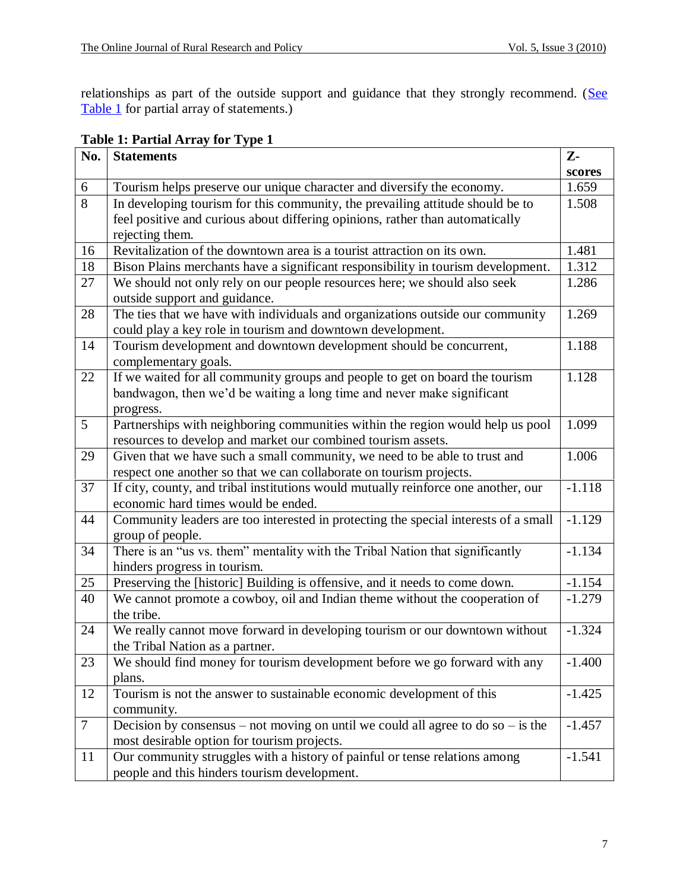relationships as part of the outside support and guidance that they strongly recommend. (See Table 1 for partial array of statements.)

**Table 1: Partial Array for Type 1**

| No. | Statements | Z-scores |
|---|---|---|
| 6 | Tourism helps preserve our unique character and diversify the economy. | 1.659 |
| 8 | In developing tourism for this community, the prevailing attitude should be to feel positive and curious about differing opinions, rather than automatically rejecting them. | 1.508 |
| 16 | Revitalization of the downtown area is a tourist attraction on its own. | 1.481 |
| 18 | Bison Plains merchants have a significant responsibility in tourism development. | 1.312 |
| 27 | We should not only rely on our people resources here; we should also seek outside support and guidance. | 1.286 |
| 28 | The ties that we have with individuals and organizations outside our community could play a key role in tourism and downtown development. | 1.269 |
| 14 | Tourism development and downtown development should be concurrent, complementary goals. | 1.188 |
| 22 | If we waited for all community groups and people to get on board the tourism bandwagon, then we'd be waiting a long time and never make significant progress. | 1.128 |
| 5 | Partnerships with neighboring communities within the region would help us pool resources to develop and market our combined tourism assets. | 1.099 |
| 29 | Given that we have such a small community, we need to be able to trust and respect one another so that we can collaborate on tourism projects. | 1.006 |
| 37 | If city, county, and tribal institutions would mutually reinforce one another, our economic hard times would be ended. | -1.118 |
| 44 | Community leaders are too interested in protecting the special interests of a small group of people. | -1.129 |
| 34 | There is an "us vs. them" mentality with the Tribal Nation that significantly hinders progress in tourism. | -1.134 |
| 25 | Preserving the [historic] Building is offensive, and it needs to come down. | -1.154 |
| 40 | We cannot promote a cowboy, oil and Indian theme without the cooperation of the tribe. | -1.279 |
| 24 | We really cannot move forward in developing tourism or our downtown without the Tribal Nation as a partner. | -1.324 |
| 23 | We should find money for tourism development before we go forward with any plans. | -1.400 |
| 12 | Tourism is not the answer to sustainable economic development of this community. | -1.425 |
| 7 | Decision by consensus – not moving on until we could all agree to do so – is the most desirable option for tourism projects. | -1.457 |
| 11 | Our community struggles with a history of painful or tense relations among people and this hinders tourism development. | -1.541 |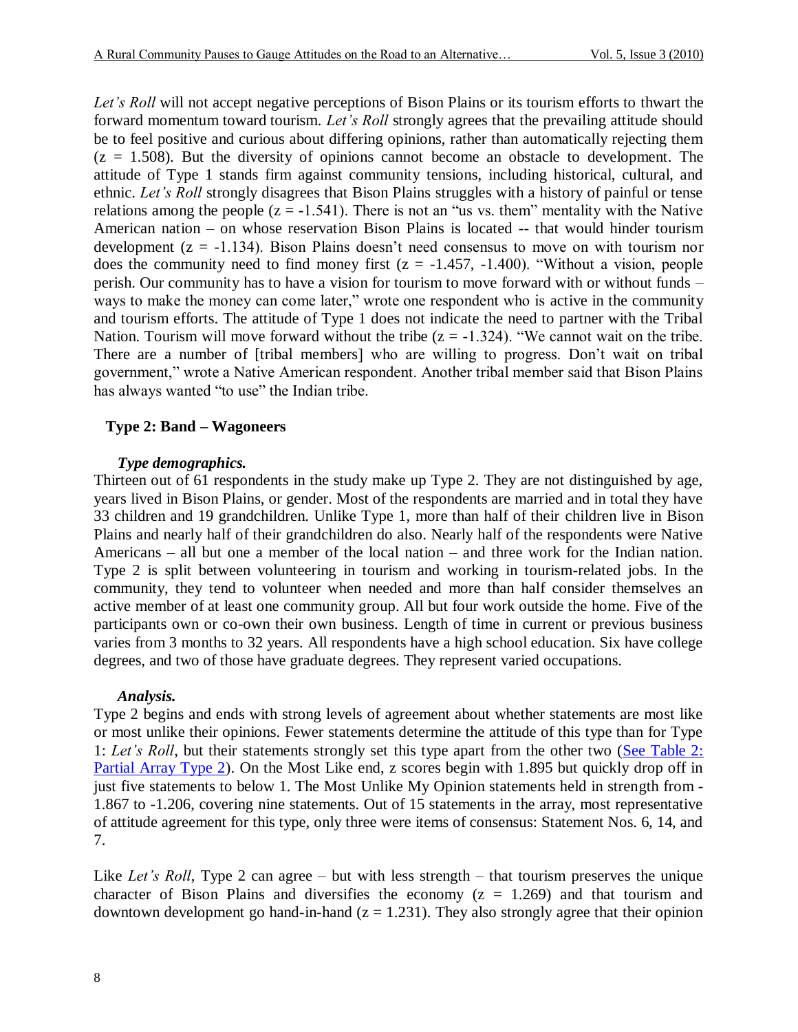*Let's Roll* will not accept negative perceptions of Bison Plains or its tourism efforts to thwart the forward momentum toward tourism. *Let's Roll* strongly agrees that the prevailing attitude should be to feel positive and curious about differing opinions, rather than automatically rejecting them ($z = 1.508$). But the diversity of opinions cannot become an obstacle to development. The attitude of Type 1 stands firm against community tensions, including historical, cultural, and ethnic. *Let's Roll* strongly disagrees that Bison Plains struggles with a history of painful or tense relations among the people ($z = -1.541$). There is not an "us vs. them" mentality with the Native American nation – on whose reservation Bison Plains is located -- that would hinder tourism development ($z = -1.134$). Bison Plains doesn't need consensus to move on with tourism nor does the community need to find money first ($z = -1.457, -1.400$). "Without a vision, people perish. Our community has to have a vision for tourism to move forward with or without funds – ways to make the money can come later," wrote one respondent who is active in the community and tourism efforts. The attitude of Type 1 does not indicate the need to partner with the Tribal Nation. Tourism will move forward without the tribe ($z = -1.324$). "We cannot wait on the tribe. There are a number of [tribal members] who are willing to progress. Don't wait on tribal government," wrote a Native American respondent. Another tribal member said that Bison Plains has always wanted "to use" the Indian tribe.

## Type 2: Band – Wagoneers

### *Type demographics.*

Thirteen out of 61 respondents in the study make up Type 2. They are not distinguished by age, years lived in Bison Plains, or gender. Most of the respondents are married and in total they have 33 children and 19 grandchildren. Unlike Type 1, more than half of their children live in Bison Plains and nearly half of their grandchildren do also. Nearly half of the respondents were Native Americans – all but one a member of the local nation – and three work for the Indian nation. Type 2 is split between volunteering in tourism and working in tourism-related jobs. In the community, they tend to volunteer when needed and more than half consider themselves an active member of at least one community group. All but four work outside the home. Five of the participants own or co-own their own business. Length of time in current or previous business varies from 3 months to 32 years. All respondents have a high school education. Six have college degrees, and two of those have graduate degrees. They represent varied occupations.

### *Analysis.*

Type 2 begins and ends with strong levels of agreement about whether statements are most like or most unlike their opinions. Fewer statements determine the attitude of this type than for Type 1: *Let's Roll*, but their statements strongly set this type apart from the other two (See Table 2: Partial Array Type 2). On the Most Like end, z scores begin with 1.895 but quickly drop off in just five statements to below 1. The Most Unlike My Opinion statements held in strength from -1.867 to -1.206, covering nine statements. Out of 15 statements in the array, most representative of attitude agreement for this type, only three were items of consensus: Statement Nos. 6, 14, and 7.

Like *Let's Roll*, Type 2 can agree – but with less strength – that tourism preserves the unique character of Bison Plains and diversifies the economy ($z = 1.269$) and that tourism and downtown development go hand-in-hand ($z = 1.231$). They also strongly agree that their opinion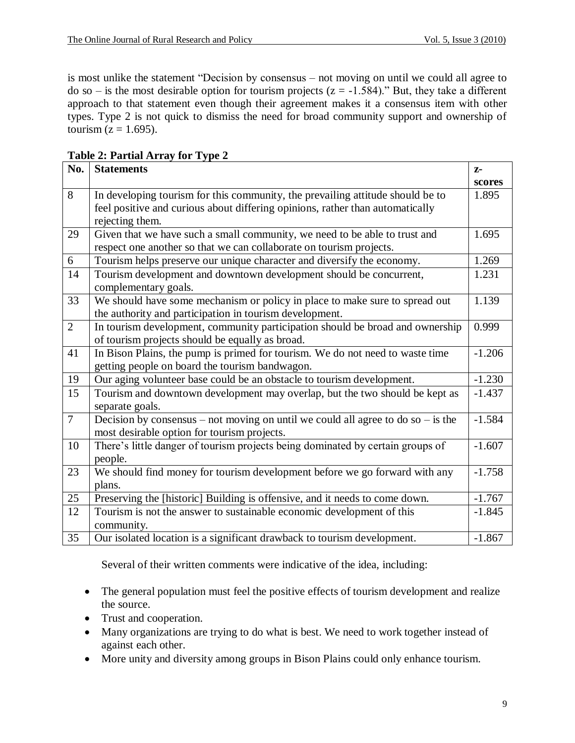is most unlike the statement "Decision by consensus – not moving on until we could all agree to do so – is the most desirable option for tourism projects ($z = -1.584$)." But, they take a different approach to that statement even though their agreement makes it a consensus item with other types. Type 2 is not quick to dismiss the need for broad community support and ownership of tourism ($z = 1.695$).

**Table 2: Partial Array for Type 2**

| No. | Statements | z-scores |
|---|---|---|
| 8 | In developing tourism for this community, the prevailing attitude should be to feel positive and curious about differing opinions, rather than automatically rejecting them. | 1.895 |
| 29 | Given that we have such a small community, we need to be able to trust and respect one another so that we can collaborate on tourism projects. | 1.695 |
| 6 | Tourism helps preserve our unique character and diversify the economy. | 1.269 |
| 14 | Tourism development and downtown development should be concurrent, complementary goals. | 1.231 |
| 33 | We should have some mechanism or policy in place to make sure to spread out the authority and participation in tourism development. | 1.139 |
| 2 | In tourism development, community participation should be broad and ownership of tourism projects should be equally as broad. | 0.999 |
| 41 | In Bison Plains, the pump is primed for tourism. We do not need to waste time getting people on board the tourism bandwagon. | -1.206 |
| 19 | Our aging volunteer base could be an obstacle to tourism development. | -1.230 |
| 15 | Tourism and downtown development may overlap, but the two should be kept as separate goals. | -1.437 |
| 7 | Decision by consensus – not moving on until we could all agree to do so – is the most desirable option for tourism projects. | -1.584 |
| 10 | There's little danger of tourism projects being dominated by certain groups of people. | -1.607 |
| 23 | We should find money for tourism development before we go forward with any plans. | -1.758 |
| 25 | Preserving the [historic] Building is offensive, and it needs to come down. | -1.767 |
| 12 | Tourism is not the answer to sustainable economic development of this community. | -1.845 |
| 35 | Our isolated location is a significant drawback to tourism development. | -1.867 |

Several of their written comments were indicative of the idea, including:

- The general population must feel the positive effects of tourism development and realize the source.
- Trust and cooperation.
- Many organizations are trying to do what is best. We need to work together instead of against each other.
- More unity and diversity among groups in Bison Plains could only enhance tourism.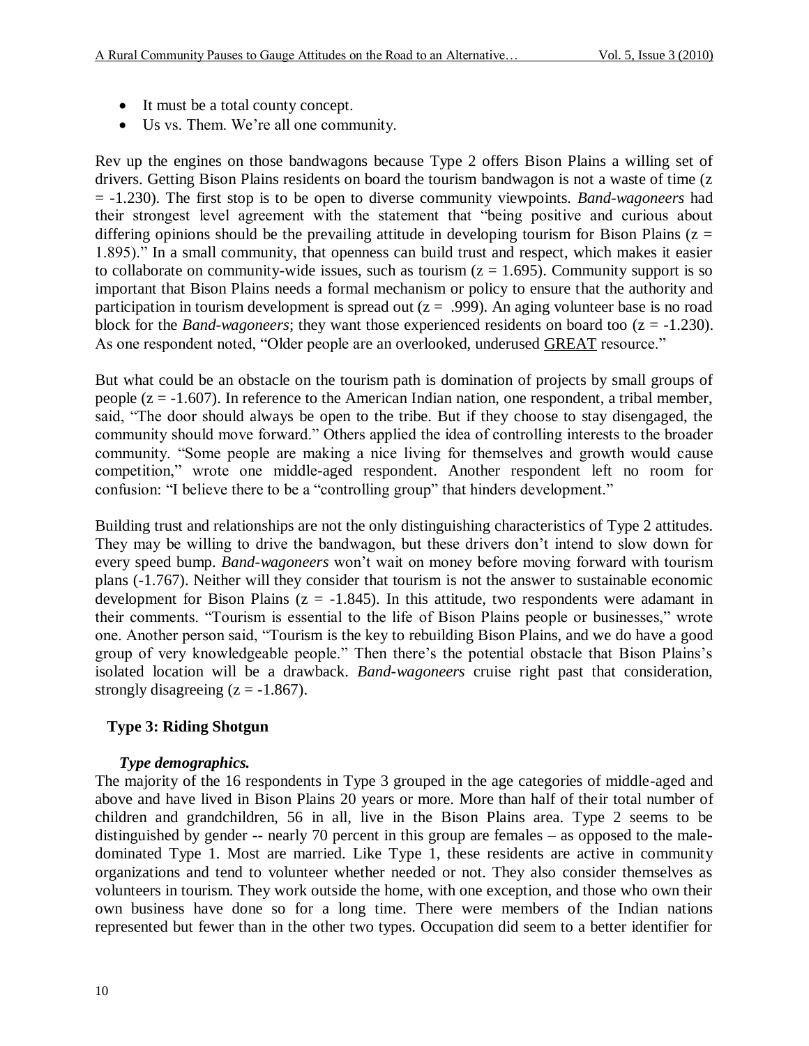- It must be a total county concept.
- Us vs. Them. We're all one community.

Rev up the engines on those bandwagons because Type 2 offers Bison Plains a willing set of drivers. Getting Bison Plains residents on board the tourism bandwagon is not a waste of time ($z = -1.230$). The first stop is to be open to diverse community viewpoints. *Band-wagoneers* had their strongest level agreement with the statement that "being positive and curious about differing opinions should be the prevailing attitude in developing tourism for Bison Plains ($z = 1.895$)." In a small community, that openness can build trust and respect, which makes it easier to collaborate on community-wide issues, such as tourism ($z = 1.695$). Community support is so important that Bison Plains needs a formal mechanism or policy to ensure that the authority and participation in tourism development is spread out ($z = .999$). An aging volunteer base is no road block for the *Band-wagoneers*; they want those experienced residents on board too ($z = -1.230$). As one respondent noted, "Older people are an overlooked, underused GREAT resource."

But what could be an obstacle on the tourism path is domination of projects by small groups of people ($z = -1.607$). In reference to the American Indian nation, one respondent, a tribal member, said, "The door should always be open to the tribe. But if they choose to stay disengaged, the community should move forward." Others applied the idea of controlling interests to the broader community. "Some people are making a nice living for themselves and growth would cause competition," wrote one middle-aged respondent. Another respondent left no room for confusion: "I believe there to be a "controlling group" that hinders development."

Building trust and relationships are not the only distinguishing characteristics of Type 2 attitudes. They may be willing to drive the bandwagon, but these drivers don't intend to slow down for every speed bump. *Band-wagoneers* won't wait on money before moving forward with tourism plans (-1.767). Neither will they consider that tourism is not the answer to sustainable economic development for Bison Plains ($z = -1.845$). In this attitude, two respondents were adamant in their comments. "Tourism is essential to the life of Bison Plains people or businesses," wrote one. Another person said, "Tourism is the key to rebuilding Bison Plains, and we do have a good group of very knowledgeable people." Then there's the potential obstacle that Bison Plains's isolated location will be a drawback. *Band-wagoneers* cruise right past that consideration, strongly disagreeing ($z = -1.867$).

### Type 3: Riding Shotgun

#### *Type demographics.*

The majority of the 16 respondents in Type 3 grouped in the age categories of middle-aged and above and have lived in Bison Plains 20 years or more. More than half of their total number of children and grandchildren, 56 in all, live in the Bison Plains area. Type 2 seems to be distinguished by gender -- nearly 70 percent in this group are females – as opposed to the male-dominated Type 1. Most are married. Like Type 1, these residents are active in community organizations and tend to volunteer whether needed or not. They also consider themselves as volunteers in tourism. They work outside the home, with one exception, and those who own their own business have done so for a long time. There were members of the Indian nations represented but fewer than in the other two types. Occupation did seem to a better identifier for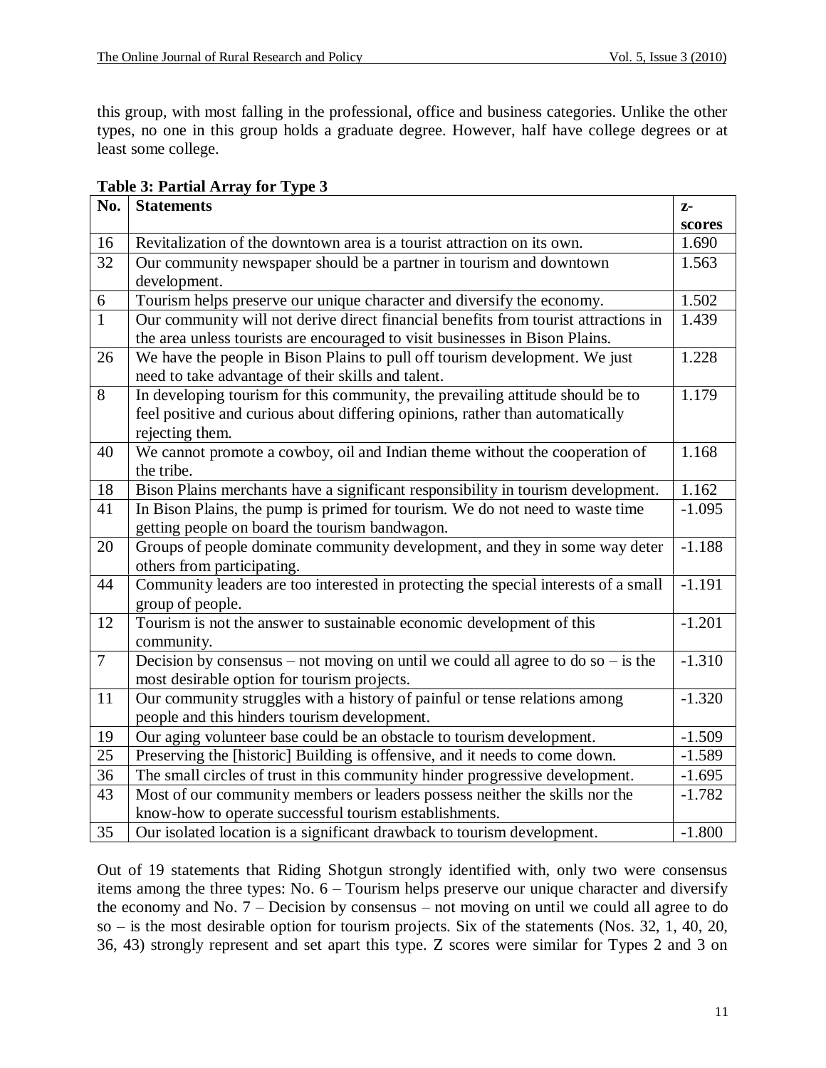this group, with most falling in the professional, office and business categories. Unlike the other types, no one in this group holds a graduate degree. However, half have college degrees or at least some college.

**Table 3: Partial Array for Type 3**

| No. | Statements | z-scores |
|---|---|---|
| 16 | Revitalization of the downtown area is a tourist attraction on its own. | 1.690 |
| 32 | Our community newspaper should be a partner in tourism and downtown development. | 1.563 |
| 6 | Tourism helps preserve our unique character and diversify the economy. | 1.502 |
| 1 | Our community will not derive direct financial benefits from tourist attractions in the area unless tourists are encouraged to visit businesses in Bison Plains. | 1.439 |
| 26 | We have the people in Bison Plains to pull off tourism development. We just need to take advantage of their skills and talent. | 1.228 |
| 8 | In developing tourism for this community, the prevailing attitude should be to feel positive and curious about differing opinions, rather than automatically rejecting them. | 1.179 |
| 40 | We cannot promote a cowboy, oil and Indian theme without the cooperation of the tribe. | 1.168 |
| 18 | Bison Plains merchants have a significant responsibility in tourism development. | 1.162 |
| 41 | In Bison Plains, the pump is primed for tourism. We do not need to waste time getting people on board the tourism bandwagon. | -1.095 |
| 20 | Groups of people dominate community development, and they in some way deter others from participating. | -1.188 |
| 44 | Community leaders are too interested in protecting the special interests of a small group of people. | -1.191 |
| 12 | Tourism is not the answer to sustainable economic development of this community. | -1.201 |
| 7 | Decision by consensus – not moving on until we could all agree to do so – is the most desirable option for tourism projects. | -1.310 |
| 11 | Our community struggles with a history of painful or tense relations among people and this hinders tourism development. | -1.320 |
| 19 | Our aging volunteer base could be an obstacle to tourism development. | -1.509 |
| 25 | Preserving the [historic] Building is offensive, and it needs to come down. | -1.589 |
| 36 | The small circles of trust in this community hinder progressive development. | -1.695 |
| 43 | Most of our community members or leaders possess neither the skills nor the know-how to operate successful tourism establishments. | -1.782 |
| 35 | Our isolated location is a significant drawback to tourism development. | -1.800 |

Out of 19 statements that Riding Shotgun strongly identified with, only two were consensus items among the three types: No. 6 – Tourism helps preserve our unique character and diversify the economy and No. 7 – Decision by consensus – not moving on until we could all agree to do so – is the most desirable option for tourism projects. Six of the statements (Nos. 32, 1, 40, 20, 36, 43) strongly represent and set apart this type. Z scores were similar for Types 2 and 3 on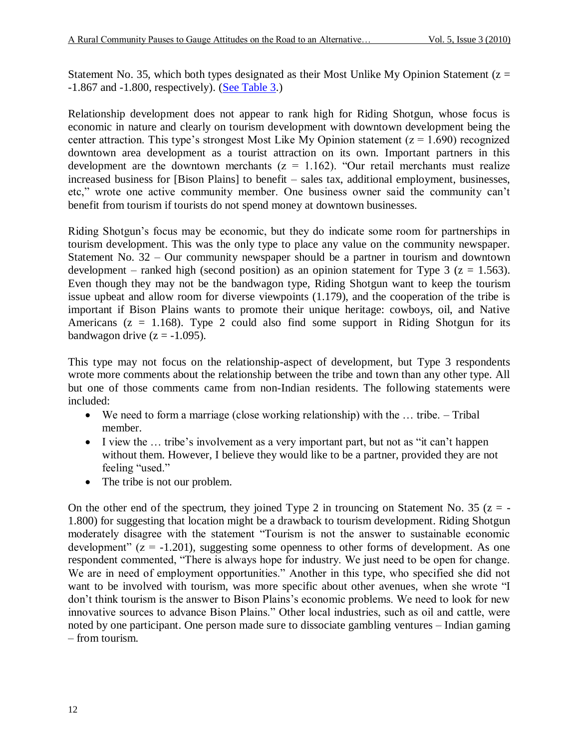Statement No. 35, which both types designated as their Most Unlike My Opinion Statement ($z = -1.867$ and $-1.800$, respectively). (See Table 3.)

Relationship development does not appear to rank high for Riding Shotgun, whose focus is economic in nature and clearly on tourism development with downtown development being the center attraction. This type's strongest Most Like My Opinion statement ($z = 1.690$) recognized downtown area development as a tourist attraction on its own. Important partners in this development are the downtown merchants ($z = 1.162$). "Our retail merchants must realize increased business for [Bison Plains] to benefit – sales tax, additional employment, businesses, etc," wrote one active community member. One business owner said the community can't benefit from tourism if tourists do not spend money at downtown businesses.

Riding Shotgun's focus may be economic, but they do indicate some room for partnerships in tourism development. This was the only type to place any value on the community newspaper. Statement No. 32 – Our community newspaper should be a partner in tourism and downtown development – ranked high (second position) as an opinion statement for Type 3 ($z = 1.563$). Even though they may not be the bandwagon type, Riding Shotgun want to keep the tourism issue upbeat and allow room for diverse viewpoints (1.179), and the cooperation of the tribe is important if Bison Plains wants to promote their unique heritage: cowboys, oil, and Native Americans ($z = 1.168$). Type 2 could also find some support in Riding Shotgun for its bandwagon drive ($z = -1.095$).

This type may not focus on the relationship-aspect of development, but Type 3 respondents wrote more comments about the relationship between the tribe and town than any other type. All but one of those comments came from non-Indian residents. The following statements were included:

- We need to form a marriage (close working relationship) with the … tribe. – Tribal member.
- I view the … tribe's involvement as a very important part, but not as "it can't happen without them. However, I believe they would like to be a partner, provided they are not feeling "used."
- The tribe is not our problem.

On the other end of the spectrum, they joined Type 2 in trouncing on Statement No. 35 ($z = -1.800$) for suggesting that location might be a drawback to tourism development. Riding Shotgun moderately disagree with the statement "Tourism is not the answer to sustainable economic development" ($z = -1.201$), suggesting some openness to other forms of development. As one respondent commented, "There is always hope for industry. We just need to be open for change. We are in need of employment opportunities." Another in this type, who specified she did not want to be involved with tourism, was more specific about other avenues, when she wrote "I don't think tourism is the answer to Bison Plains's economic problems. We need to look for new innovative sources to advance Bison Plains." Other local industries, such as oil and cattle, were noted by one participant. One person made sure to dissociate gambling ventures – Indian gaming – from tourism.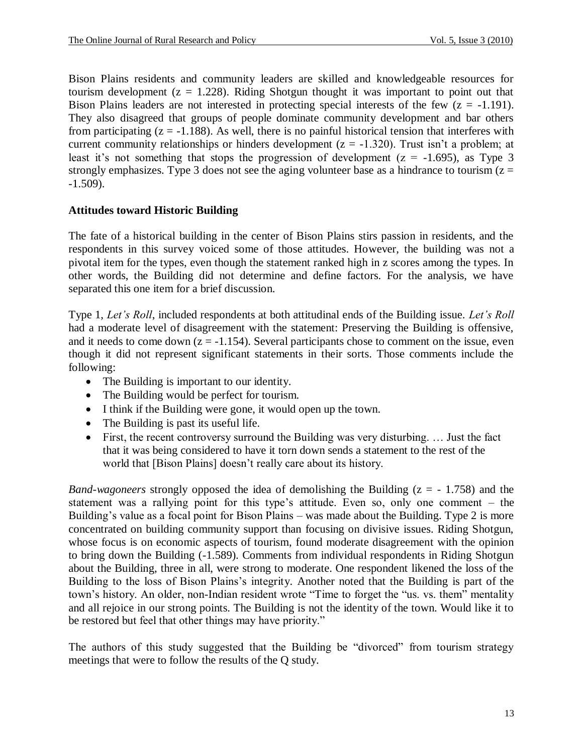Bison Plains residents and community leaders are skilled and knowledgeable resources for tourism development ($z = 1.228$). Riding Shotgun thought it was important to point out that Bison Plains leaders are not interested in protecting special interests of the few ($z = -1.191$). They also disagreed that groups of people dominate community development and bar others from participating ($z = -1.188$). As well, there is no painful historical tension that interferes with current community relationships or hinders development ($z = -1.320$). Trust isn't a problem; at least it's not something that stops the progression of development ($z = -1.695$), as Type 3 strongly emphasizes. Type 3 does not see the aging volunteer base as a hindrance to tourism ($z = -1.509$).

### Attitudes toward Historic Building

The fate of a historical building in the center of Bison Plains stirs passion in residents, and the respondents in this survey voiced some of those attitudes. However, the building was not a pivotal item for the types, even though the statement ranked high in z scores among the types. In other words, the Building did not determine and define factors. For the analysis, we have separated this one item for a brief discussion.

Type 1, *Let's Roll*, included respondents at both attitudinal ends of the Building issue. *Let's Roll* had a moderate level of disagreement with the statement: Preserving the Building is offensive, and it needs to come down ($z = -1.154$). Several participants chose to comment on the issue, even though it did not represent significant statements in their sorts. Those comments include the following:

- The Building is important to our identity.
- The Building would be perfect for tourism.
- I think if the Building were gone, it would open up the town.
- The Building is past its useful life.
- First, the recent controversy surround the Building was very disturbing. … Just the fact that it was being considered to have it torn down sends a statement to the rest of the world that [Bison Plains] doesn't really care about its history.

*Band-wagoneers* strongly opposed the idea of demolishing the Building ($z = - 1.758$) and the statement was a rallying point for this type's attitude. Even so, only one comment – the Building's value as a focal point for Bison Plains – was made about the Building. Type 2 is more concentrated on building community support than focusing on divisive issues. Riding Shotgun, whose focus is on economic aspects of tourism, found moderate disagreement with the opinion to bring down the Building (-1.589). Comments from individual respondents in Riding Shotgun about the Building, three in all, were strong to moderate. One respondent likened the loss of the Building to the loss of Bison Plains's integrity. Another noted that the Building is part of the town's history. An older, non-Indian resident wrote "Time to forget the "us. vs. them" mentality and all rejoice in our strong points. The Building is not the identity of the town. Would like it to be restored but feel that other things may have priority."

The authors of this study suggested that the Building be "divorced" from tourism strategy meetings that were to follow the results of the Q study.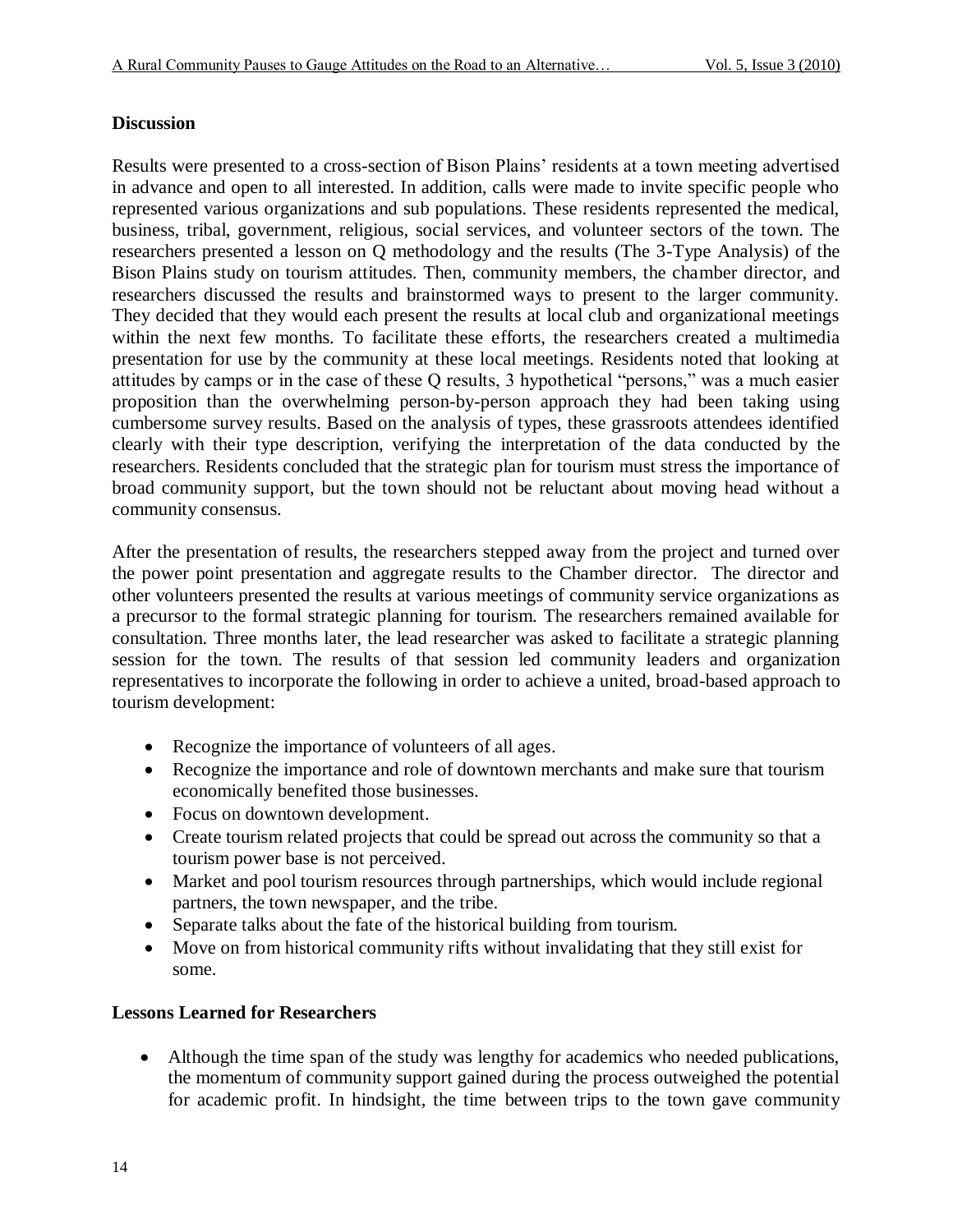**Discussion**

Results were presented to a cross-section of Bison Plains' residents at a town meeting advertised in advance and open to all interested. In addition, calls were made to invite specific people who represented various organizations and sub populations. These residents represented the medical, business, tribal, government, religious, social services, and volunteer sectors of the town. The researchers presented a lesson on Q methodology and the results (The 3-Type Analysis) of the Bison Plains study on tourism attitudes. Then, community members, the chamber director, and researchers discussed the results and brainstormed ways to present to the larger community. They decided that they would each present the results at local club and organizational meetings within the next few months. To facilitate these efforts, the researchers created a multimedia presentation for use by the community at these local meetings. Residents noted that looking at attitudes by camps or in the case of these Q results, 3 hypothetical "persons," was a much easier proposition than the overwhelming person-by-person approach they had been taking using cumbersome survey results. Based on the analysis of types, these grassroots attendees identified clearly with their type description, verifying the interpretation of the data conducted by the researchers. Residents concluded that the strategic plan for tourism must stress the importance of broad community support, but the town should not be reluctant about moving head without a community consensus.

After the presentation of results, the researchers stepped away from the project and turned over the power point presentation and aggregate results to the Chamber director. The director and other volunteers presented the results at various meetings of community service organizations as a precursor to the formal strategic planning for tourism. The researchers remained available for consultation. Three months later, the lead researcher was asked to facilitate a strategic planning session for the town. The results of that session led community leaders and organization representatives to incorporate the following in order to achieve a united, broad-based approach to tourism development:

- Recognize the importance of volunteers of all ages.
- Recognize the importance and role of downtown merchants and make sure that tourism economically benefited those businesses.
- Focus on downtown development.
- Create tourism related projects that could be spread out across the community so that a tourism power base is not perceived.
- Market and pool tourism resources through partnerships, which would include regional partners, the town newspaper, and the tribe.
- Separate talks about the fate of the historical building from tourism.
- Move on from historical community rifts without invalidating that they still exist for some.

**Lessons Learned for Researchers**

- Although the time span of the study was lengthy for academics who needed publications, the momentum of community support gained during the process outweighed the potential for academic profit. In hindsight, the time between trips to the town gave community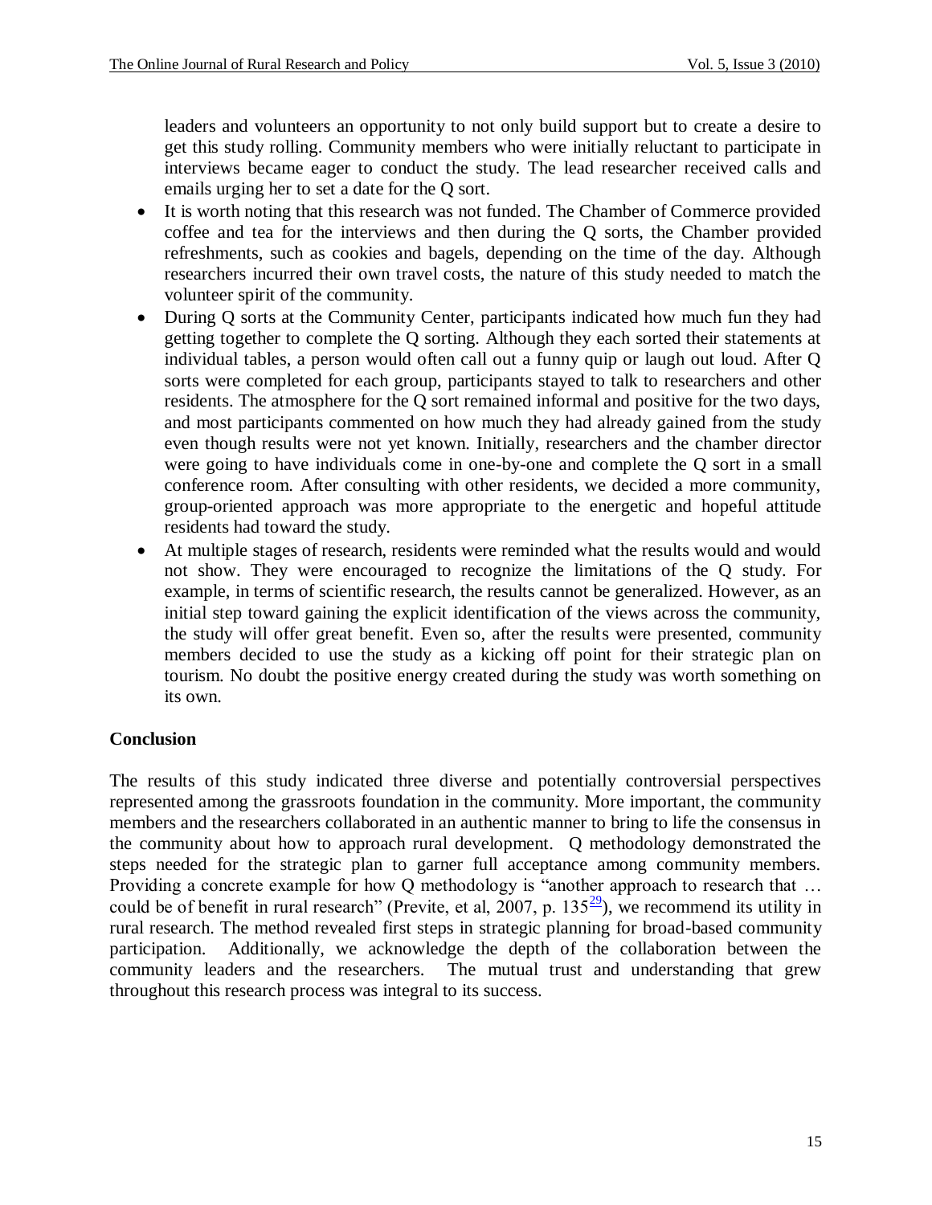leaders and volunteers an opportunity to not only build support but to create a desire to get this study rolling. Community members who were initially reluctant to participate in interviews became eager to conduct the study. The lead researcher received calls and emails urging her to set a date for the Q sort.

- It is worth noting that this research was not funded. The Chamber of Commerce provided coffee and tea for the interviews and then during the Q sorts, the Chamber provided refreshments, such as cookies and bagels, depending on the time of the day. Although researchers incurred their own travel costs, the nature of this study needed to match the volunteer spirit of the community.
- During Q sorts at the Community Center, participants indicated how much fun they had getting together to complete the Q sorting. Although they each sorted their statements at individual tables, a person would often call out a funny quip or laugh out loud. After Q sorts were completed for each group, participants stayed to talk to researchers and other residents. The atmosphere for the Q sort remained informal and positive for the two days, and most participants commented on how much they had already gained from the study even though results were not yet known. Initially, researchers and the chamber director were going to have individuals come in one-by-one and complete the Q sort in a small conference room. After consulting with other residents, we decided a more community, group-oriented approach was more appropriate to the energetic and hopeful attitude residents had toward the study.
- At multiple stages of research, residents were reminded what the results would and would not show. They were encouraged to recognize the limitations of the Q study. For example, in terms of scientific research, the results cannot be generalized. However, as an initial step toward gaining the explicit identification of the views across the community, the study will offer great benefit. Even so, after the results were presented, community members decided to use the study as a kicking off point for their strategic plan on tourism. No doubt the positive energy created during the study was worth something on its own.

## Conclusion

The results of this study indicated three diverse and potentially controversial perspectives represented among the grassroots foundation in the community. More important, the community members and the researchers collaborated in an authentic manner to bring to life the consensus in the community about how to approach rural development. Q methodology demonstrated the steps needed for the strategic plan to garner full acceptance among community members. Providing a concrete example for how Q methodology is "another approach to research that … could be of benefit in rural research" (Previte, et al, 2007, p. 135[29]), we recommend its utility in rural research. The method revealed first steps in strategic planning for broad-based community participation. Additionally, we acknowledge the depth of the collaboration between the community leaders and the researchers. The mutual trust and understanding that grew throughout this research process was integral to its success.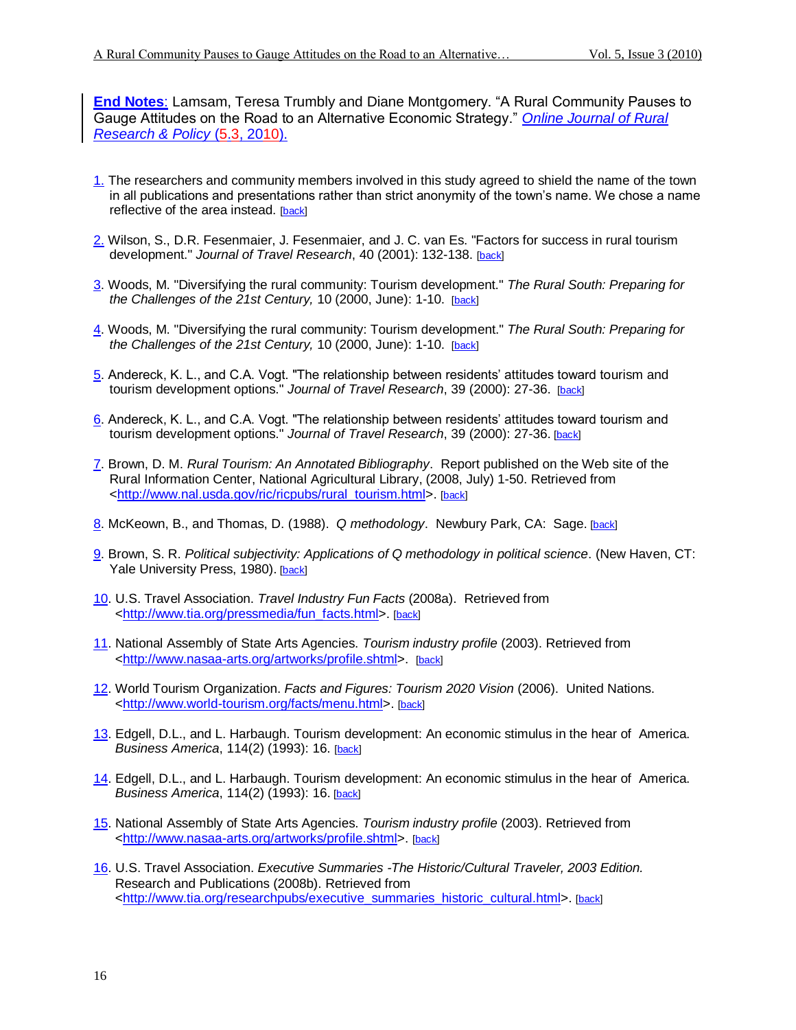**End Notes**: Lamsam, Teresa Trumbly and Diane Montgomery. "A Rural Community Pauses to Gauge Attitudes on the Road to an Alternative Economic Strategy." *Online Journal of Rural Research & Policy* (5.3, 2010).

1. The researchers and community members involved in this study agreed to shield the name of the town in all publications and presentations rather than strict anonymity of the town's name. We chose a name reflective of the area instead. [back]

2. Wilson, S., D.R. Fesenmaier, J. Fesenmaier, and J. C. van Es. "Factors for success in rural tourism development." *Journal of Travel Research*, 40 (2001): 132-138. [back]

3. Woods, M. "Diversifying the rural community: Tourism development." *The Rural South: Preparing for the Challenges of the 21st Century,* 10 (2000, June): 1-10. [back]

4. Woods, M. "Diversifying the rural community: Tourism development." *The Rural South: Preparing for the Challenges of the 21st Century,* 10 (2000, June): 1-10. [back]

5. Andereck, K. L., and C.A. Vogt. "The relationship between residents' attitudes toward tourism and tourism development options." *Journal of Travel Research*, 39 (2000): 27-36. [back]

6. Andereck, K. L., and C.A. Vogt. "The relationship between residents' attitudes toward tourism and tourism development options." *Journal of Travel Research*, 39 (2000): 27-36. [back]

7. Brown, D. M. *Rural Tourism: An Annotated Bibliography*. Report published on the Web site of the Rural Information Center, National Agricultural Library, (2008, July) 1-50. Retrieved from <http://www.nal.usda.gov/ric/ricpubs/rural_tourism.html>. [back]

8. McKeown, B., and Thomas, D. (1988). *Q methodology*. Newbury Park, CA: Sage. [back]

9. Brown, S. R. *Political subjectivity: Applications of Q methodology in political science*. (New Haven, CT: Yale University Press, 1980). [back]

10. U.S. Travel Association. *Travel Industry Fun Facts* (2008a). Retrieved from <http://www.tia.org/pressmedia/fun_facts.html>. [back]

11. National Assembly of State Arts Agencies. *Tourism industry profile* (2003). Retrieved from <http://www.nasaa-arts.org/artworks/profile.shtml>. [back]

12. World Tourism Organization. *Facts and Figures: Tourism 2020 Vision* (2006). United Nations. <http://www.world-tourism.org/facts/menu.html>. [back]

13. Edgell, D.L., and L. Harbaugh. Tourism development: An economic stimulus in the hear of America. *Business America*, 114(2) (1993): 16. [back]

14. Edgell, D.L., and L. Harbaugh. Tourism development: An economic stimulus in the hear of America. *Business America*, 114(2) (1993): 16. [back]

15. National Assembly of State Arts Agencies. *Tourism industry profile* (2003). Retrieved from <http://www.nasaa-arts.org/artworks/profile.shtml>. [back]

16. U.S. Travel Association. *Executive Summaries -The Historic/Cultural Traveler, 2003 Edition.* Research and Publications (2008b). Retrieved from <http://www.tia.org/researchpubs/executive_summaries_historic_cultural.html>. [back]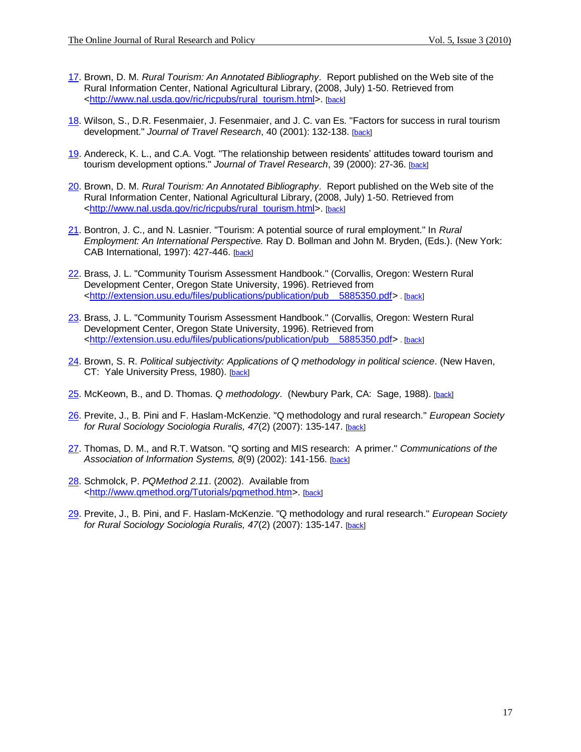17. Brown, D. M. *Rural Tourism: An Annotated Bibliography*. Report published on the Web site of the Rural Information Center, National Agricultural Library, (2008, July) 1-50. Retrieved from <http://www.nal.usda.gov/ric/ricpubs/rural_tourism.html>. [back]

18. Wilson, S., D.R. Fesenmaier, J. Fesenmaier, and J. C. van Es. "Factors for success in rural tourism development." *Journal of Travel Research*, 40 (2001): 132-138. [back]

19. Andereck, K. L., and C.A. Vogt. "The relationship between residents' attitudes toward tourism and tourism development options." *Journal of Travel Research*, 39 (2000): 27-36. [back]

20. Brown, D. M. *Rural Tourism: An Annotated Bibliography*. Report published on the Web site of the Rural Information Center, National Agricultural Library, (2008, July) 1-50. Retrieved from <http://www.nal.usda.gov/ric/ricpubs/rural_tourism.html>. [back]

21. Bontron, J. C., and N. Lasnier. "Tourism: A potential source of rural employment." In *Rural Employment: An International Perspective.* Ray D. Bollman and John M. Bryden, (Eds.). (New York: CAB International, 1997): 427-446. [back]

22. Brass, J. L. "Community Tourism Assessment Handbook." (Corvallis, Oregon: Western Rural Development Center, Oregon State University, 1996). Retrieved from <http://extension.usu.edu/files/publications/publication/pub__5885350.pdf> . [back]

23. Brass, J. L. "Community Tourism Assessment Handbook." (Corvallis, Oregon: Western Rural Development Center, Oregon State University, 1996). Retrieved from <http://extension.usu.edu/files/publications/publication/pub__5885350.pdf> . [back]

24. Brown, S. R. *Political subjectivity: Applications of Q methodology in political science*. (New Haven, CT: Yale University Press, 1980). [back]

25. McKeown, B., and D. Thomas. *Q methodology*. (Newbury Park, CA: Sage, 1988). [back]

26. Previte, J., B. Pini and F. Haslam-McKenzie. "Q methodology and rural research." *European Society for Rural Sociology Sociologia Ruralis, 47*(2) (2007): 135-147. [back]

27. Thomas, D. M., and R.T. Watson. "Q sorting and MIS research: A primer." *Communications of the Association of Information Systems, 8*(9) (2002): 141-156. [back]

28. Schmolck, P. *PQMethod 2.11*. (2002). Available from <http://www.qmethod.org/Tutorials/pqmethod.htm>. [back]

29. Previte, J., B. Pini, and F. Haslam-McKenzie. "Q methodology and rural research." *European Society for Rural Sociology Sociologia Ruralis, 47*(2) (2007): 135-147. [back]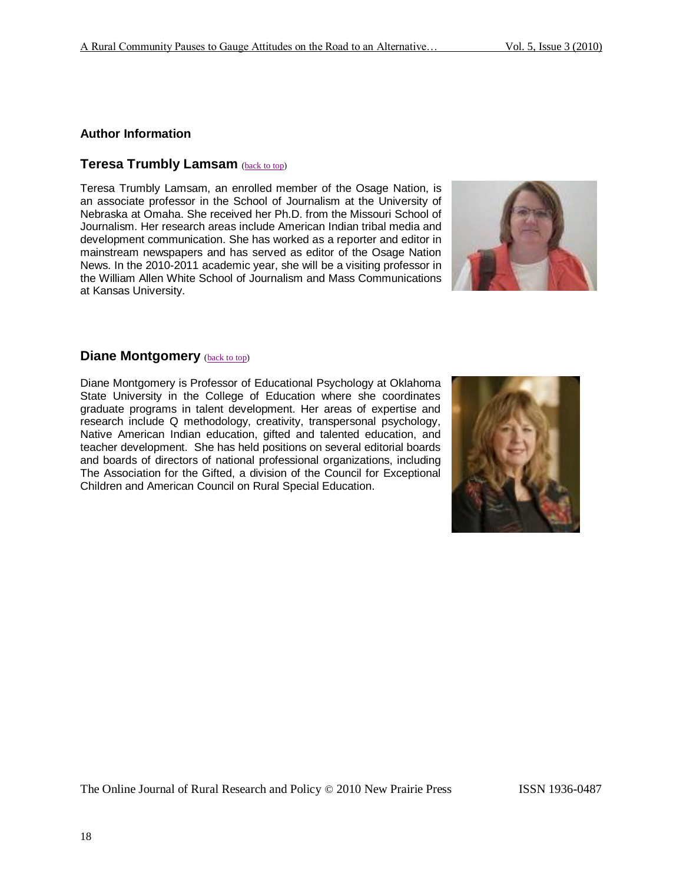## Author Information

### Teresa Trumbly Lamsam (back to top)

Teresa Trumbly Lamsam, an enrolled member of the Osage Nation, is an associate professor in the School of Journalism at the University of Nebraska at Omaha. She received her Ph.D. from the Missouri School of Journalism. Her research areas include American Indian tribal media and development communication. She has worked as a reporter and editor in mainstream newspapers and has served as editor of the Osage Nation News. In the 2010-2011 academic year, she will be a visiting professor in the William Allen White School of Journalism and Mass Communications at Kansas University.

### Diane Montgomery (back to top)

Diane Montgomery is Professor of Educational Psychology at Oklahoma State University in the College of Education where she coordinates graduate programs in talent development. Her areas of expertise and research include Q methodology, creativity, transpersonal psychology, Native American Indian education, gifted and talented education, and teacher development. She has held positions on several editorial boards and boards of directors of national professional organizations, including The Association for the Gifted, a division of the Council for Exceptional Children and American Council on Rural Special Education.